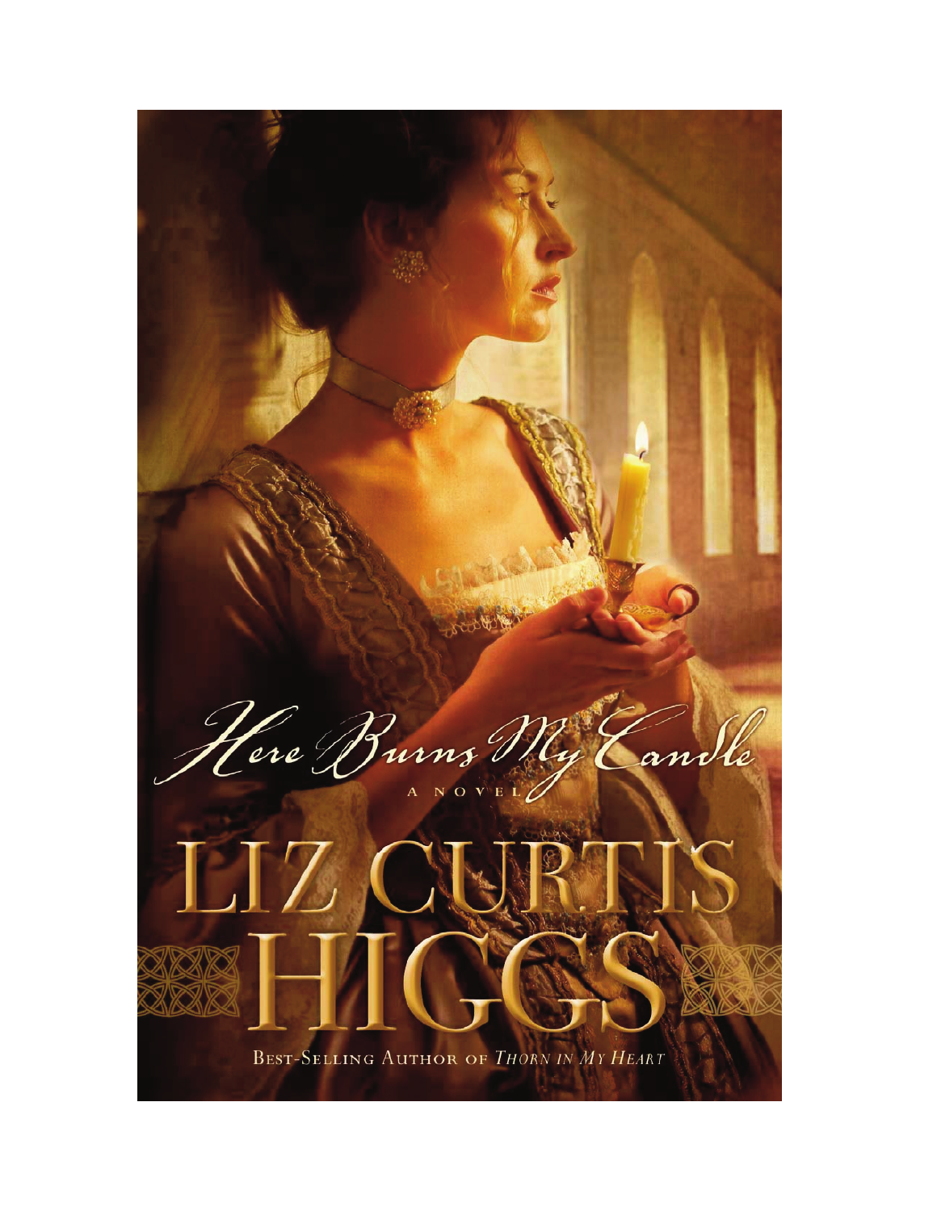# Here Burns My Candle

A NOVEL

## LIZ CURTIS HIGGS

BEST-SELLING AUTHOR OF *THORN IN MY HEART*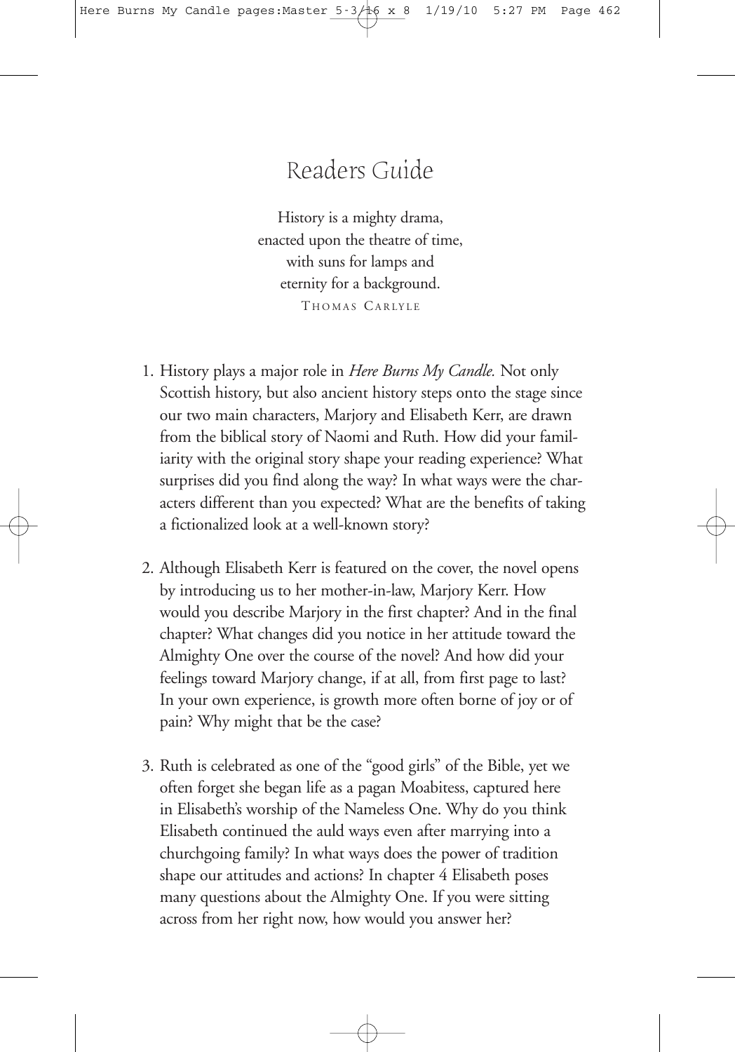# Readers Guide

History is a mighty drama,
enacted upon the theatre of time,
with suns for lamps and
eternity for a background.
THOMAS CARLYLE

1. History plays a major role in *Here Burns My Candle.* Not only Scottish history, but also ancient history steps onto the stage since our two main characters, Marjory and Elisabeth Kerr, are drawn from the biblical story of Naomi and Ruth. How did your familiarity with the original story shape your reading experience? What surprises did you find along the way? In what ways were the characters different than you expected? What are the benefits of taking a fictionalized look at a well-known story?

2. Although Elisabeth Kerr is featured on the cover, the novel opens by introducing us to her mother-in-law, Marjory Kerr. How would you describe Marjory in the first chapter? And in the final chapter? What changes did you notice in her attitude toward the Almighty One over the course of the novel? And how did your feelings toward Marjory change, if at all, from first page to last? In your own experience, is growth more often borne of joy or of pain? Why might that be the case?

3. Ruth is celebrated as one of the "good girls" of the Bible, yet we often forget she began life as a pagan Moabitess, captured here in Elisabeth's worship of the Nameless One. Why do you think Elisabeth continued the auld ways even after marrying into a churchgoing family? In what ways does the power of tradition shape our attitudes and actions? In chapter 4 Elisabeth poses many questions about the Almighty One. If you were sitting across from her right now, how would you answer her?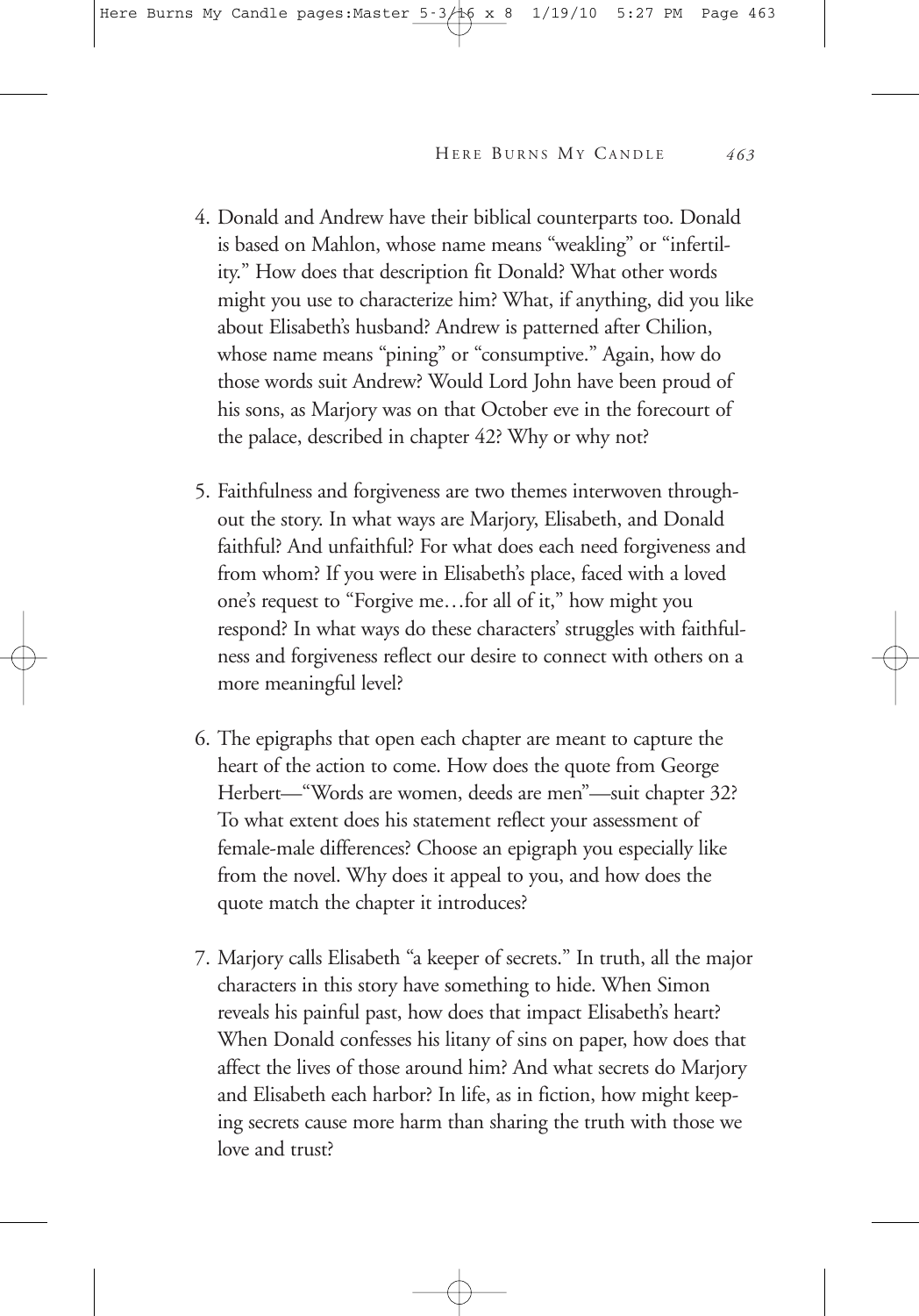4. Donald and Andrew have their biblical counterparts too. Donald is based on Mahlon, whose name means "weakling" or "infertility." How does that description fit Donald? What other words might you use to characterize him? What, if anything, did you like about Elisabeth's husband? Andrew is patterned after Chilion, whose name means "pining" or "consumptive." Again, how do those words suit Andrew? Would Lord John have been proud of his sons, as Marjory was on that October eve in the forecourt of the palace, described in chapter 42? Why or why not?

5. Faithfulness and forgiveness are two themes interwoven throughout the story. In what ways are Marjory, Elisabeth, and Donald faithful? And unfaithful? For what does each need forgiveness and from whom? If you were in Elisabeth's place, faced with a loved one's request to "Forgive me…for all of it," how might you respond? In what ways do these characters' struggles with faithfulness and forgiveness reflect our desire to connect with others on a more meaningful level?

6. The epigraphs that open each chapter are meant to capture the heart of the action to come. How does the quote from George Herbert—"Words are women, deeds are men"—suit chapter 32? To what extent does his statement reflect your assessment of female-male differences? Choose an epigraph you especially like from the novel. Why does it appeal to you, and how does the quote match the chapter it introduces?

7. Marjory calls Elisabeth "a keeper of secrets." In truth, all the major characters in this story have something to hide. When Simon reveals his painful past, how does that impact Elisabeth's heart? When Donald confesses his litany of sins on paper, how does that affect the lives of those around him? And what secrets do Marjory and Elisabeth each harbor? In life, as in fiction, how might keeping secrets cause more harm than sharing the truth with those we love and trust?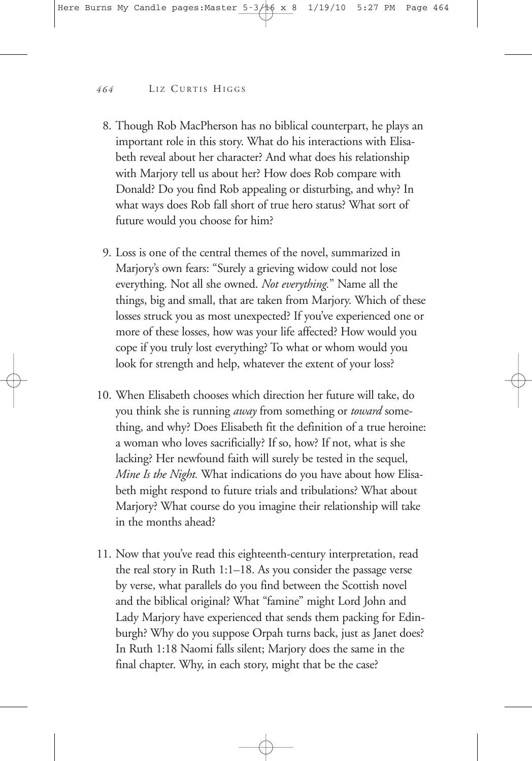8. Though Rob MacPherson has no biblical counterpart, he plays an important role in this story. What do his interactions with Elisabeth reveal about her character? And what does his relationship with Marjory tell us about her? How does Rob compare with Donald? Do you find Rob appealing or disturbing, and why? In what ways does Rob fall short of true hero status? What sort of future would you choose for him?

9. Loss is one of the central themes of the novel, summarized in Marjory's own fears: "Surely a grieving widow could not lose everything. Not all she owned. *Not everything.*" Name all the things, big and small, that are taken from Marjory. Which of these losses struck you as most unexpected? If you've experienced one or more of these losses, how was your life affected? How would you cope if you truly lost everything? To what or whom would you look for strength and help, whatever the extent of your loss?

10. When Elisabeth chooses which direction her future will take, do you think she is running *away* from something or *toward* something, and why? Does Elisabeth fit the definition of a true heroine: a woman who loves sacrificially? If so, how? If not, what is she lacking? Her newfound faith will surely be tested in the sequel, *Mine Is the Night.* What indications do you have about how Elisabeth might respond to future trials and tribulations? What about Marjory? What course do you imagine their relationship will take in the months ahead?

11. Now that you've read this eighteenth-century interpretation, read the real story in Ruth 1:1–18. As you consider the passage verse by verse, what parallels do you find between the Scottish novel and the biblical original? What "famine" might Lord John and Lady Marjory have experienced that sends them packing for Edinburgh? Why do you suppose Orpah turns back, just as Janet does? In Ruth 1:18 Naomi falls silent; Marjory does the same in the final chapter. Why, in each story, might that be the case?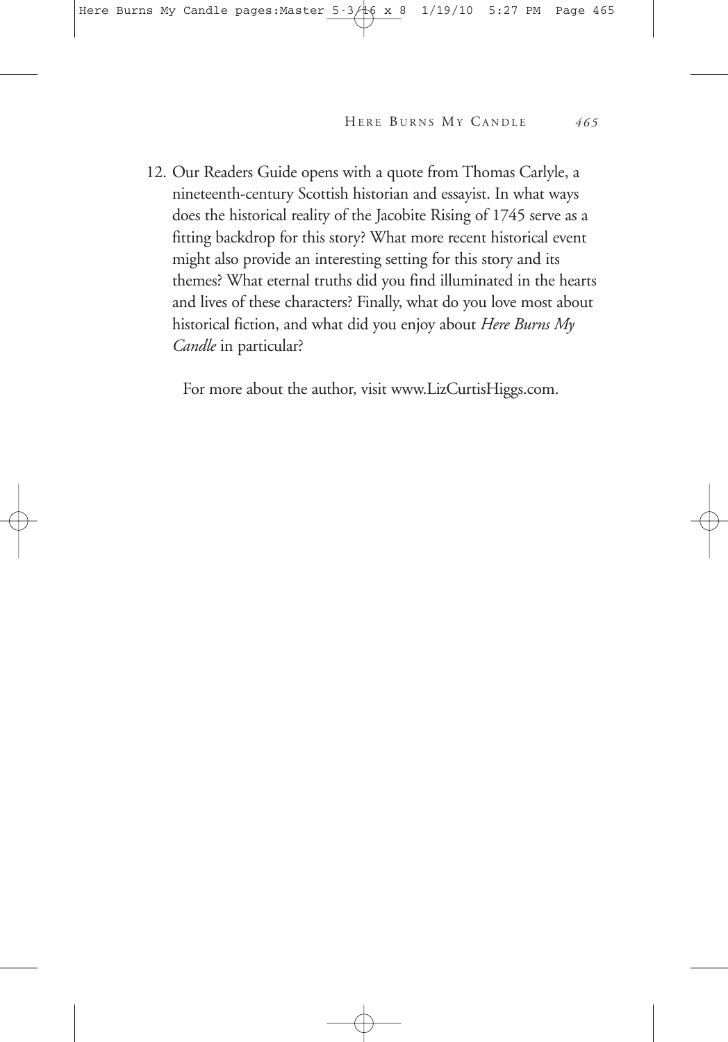12. Our Readers Guide opens with a quote from Thomas Carlyle, a nineteenth-century Scottish historian and essayist. In what ways does the historical reality of the Jacobite Rising of 1745 serve as a fitting backdrop for this story? What more recent historical event might also provide an interesting setting for this story and its themes? What eternal truths did you find illuminated in the hearts and lives of these characters? Finally, what do you love most about historical fiction, and what did you enjoy about *Here Burns My Candle* in particular?

For more about the author, visit www.LizCurtisHiggs.com.